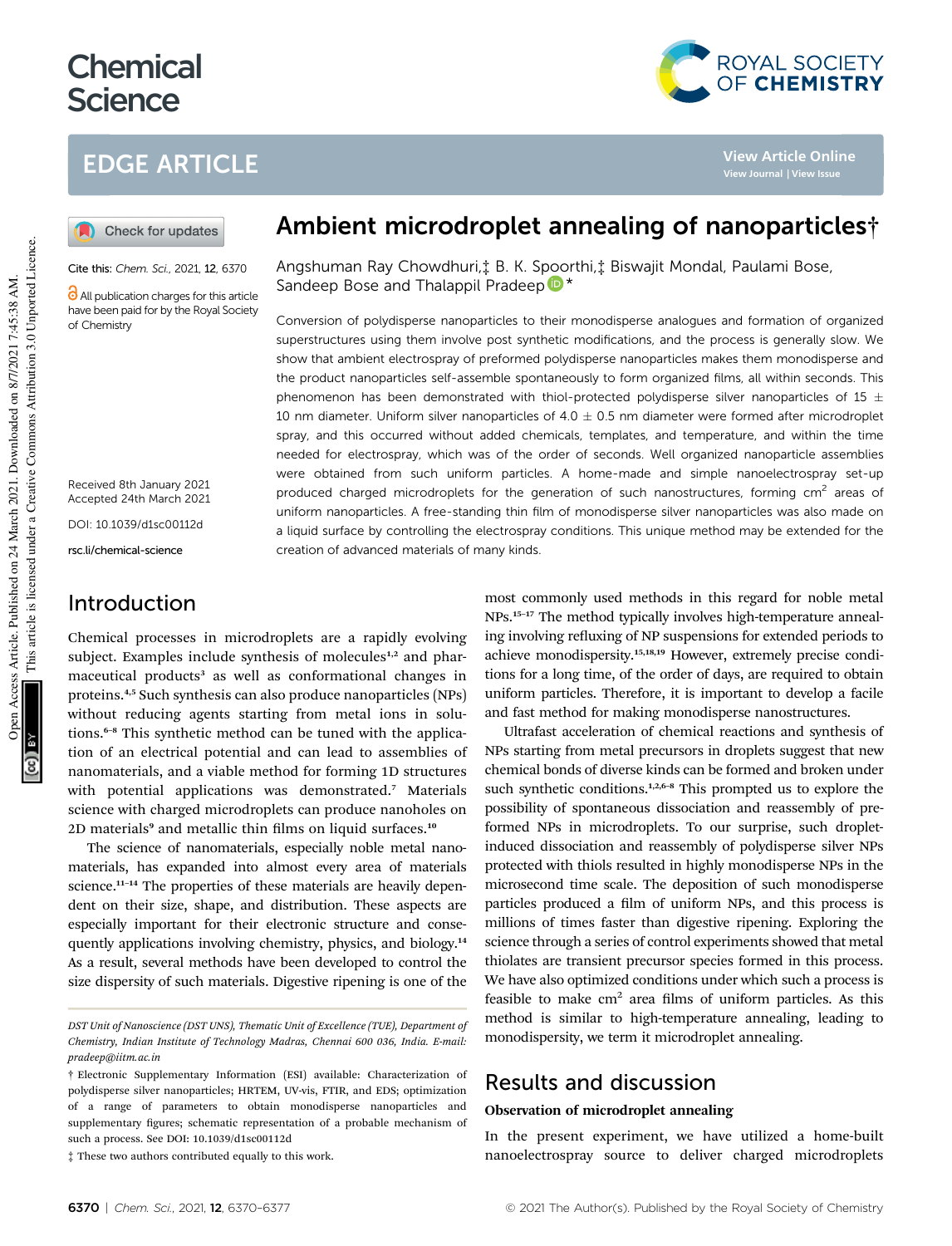# Chemical Science

## EDGE ARTICLE

Cite this: *Chem. Sci.*, 2021, **12**, 6370

All publication charges for this article have been paid for by the Royal Society of Chemistry

Received 8th January 2021
Accepted 24th March 2021

DOI: 10.1039/d1sc00112d

rsc.li/chemical-science

# Ambient microdroplet annealing of nanoparticles†

Angshuman Ray Chowdhuri,‡ B. K. Spoorthi,‡ Biswajit Mondal, Paulami Bose, Sandeep Bose and Thalappil Pradeep *

Conversion of polydisperse nanoparticles to their monodisperse analogues and formation of organized superstructures using them involve post synthetic modifications, and the process is generally slow. We show that ambient electrospray of preformed polydisperse nanoparticles makes them monodisperse and the product nanoparticles self-assemble spontaneously to form organized films, all within seconds. This phenomenon has been demonstrated with thiol-protected polydisperse silver nanoparticles of 15 ± 10 nm diameter. Uniform silver nanoparticles of 4.0 ± 0.5 nm diameter were formed after microdroplet spray, and this occurred without added chemicals, templates, and temperature, and within the time needed for electrospray, which was of the order of seconds. Well organized nanoparticle assemblies were obtained from such uniform particles. A home-made and simple nanoelectrospray set-up produced charged microdroplets for the generation of such nanostructures, forming cm$^2$ areas of uniform nanoparticles. A free-standing thin film of monodisperse silver nanoparticles was also made on a liquid surface by controlling the electrospray conditions. This unique method may be extended for the creation of advanced materials of many kinds.

## Introduction

Chemical processes in microdroplets are a rapidly evolving subject. Examples include synthesis of molecules[1,2] and pharmaceutical products[3] as well as conformational changes in proteins.[4,5] Such synthesis can also produce nanoparticles (NPs) without reducing agents starting from metal ions in solutions.[6–8] This synthetic method can be tuned with the application of an electrical potential and can lead to assemblies of nanomaterials, and a viable method for forming 1D structures with potential applications was demonstrated.[7] Materials science with charged microdroplets can produce nanoholes on 2D materials[9] and metallic thin films on liquid surfaces.[10]

The science of nanomaterials, especially noble metal nanomaterials, has expanded into almost every area of materials science.[11–14] The properties of these materials are heavily dependent on their size, shape, and distribution. These aspects are especially important for their electronic structure and consequently applications involving chemistry, physics, and biology.[14] As a result, several methods have been developed to control the size dispersity of such materials. Digestive ripening is one of the most commonly used methods in this regard for noble metal NPs.[15–17] The method typically involves high-temperature annealing involving refluxing of NP suspensions for extended periods to achieve monodispersity.[15,18,19] However, extremely precise conditions for a long time, of the order of days, are required to obtain uniform particles. Therefore, it is important to develop a facile and fast method for making monodisperse nanostructures.

Ultrafast acceleration of chemical reactions and synthesis of NPs starting from metal precursors in droplets suggest that new chemical bonds of diverse kinds can be formed and broken under such synthetic conditions.[1,2,6–8] This prompted us to explore the possibility of spontaneous dissociation and reassembly of preformed NPs in microdroplets. To our surprise, such droplet-induced dissociation and reassembly of polydisperse silver NPs protected with thiols resulted in highly monodisperse NPs in the microsecond time scale. The deposition of such monodisperse particles produced a film of uniform NPs, and this process is millions of times faster than digestive ripening. Exploring the science through a series of control experiments showed that metal thiolates are transient precursor species formed in this process. We have also optimized conditions under which such a process is feasible to make cm$^2$ area films of uniform particles. As this method is similar to high-temperature annealing, leading to monodispersity, we term it microdroplet annealing.

## Results and discussion

### Observation of microdroplet annealing

In the present experiment, we have utilized a home-built nanoelectrospray source to deliver charged microdroplets

*DST Unit of Nanoscience (DST UNS), Thematic Unit of Excellence (TUE), Department of Chemistry, Indian Institute of Technology Madras, Chennai 600 036, India. E-mail: pradeep@iitm.ac.in*

† Electronic Supplementary Information (ESI) available: Characterization of polydisperse silver nanoparticles; HRTEM, UV-vis, FTIR, and EDS; optimization of a range of parameters to obtain monodisperse nanoparticles and supplementary figures; schematic representation of a probable mechanism of such a process. See DOI: 10.1039/d1sc00112d

‡ These two authors contributed equally to this work.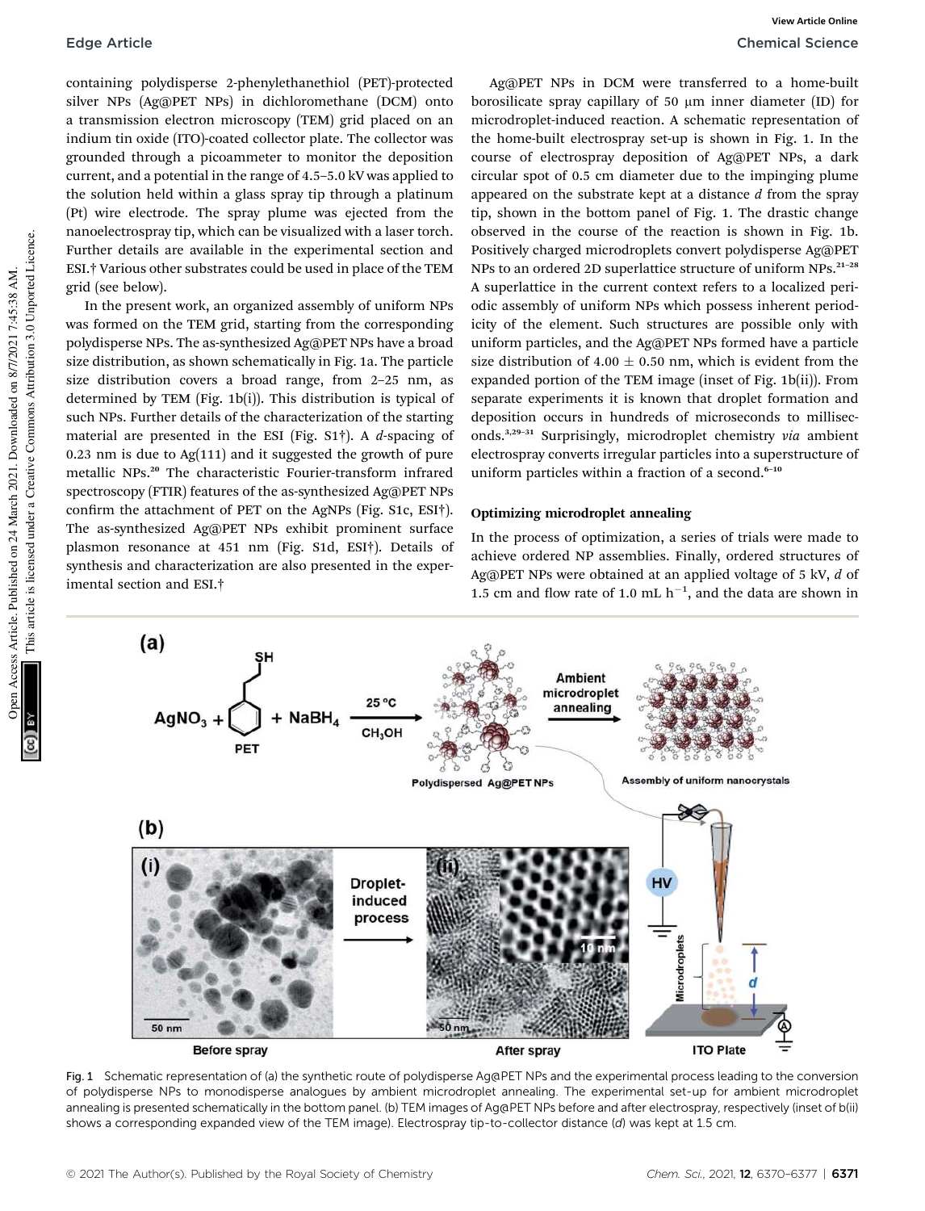containing polydisperse 2-phenylethanethiol (PET)-protected silver NPs (Ag@PET NPs) in dichloromethane (DCM) onto a transmission electron microscopy (TEM) grid placed on an indium tin oxide (ITO)-coated collector plate. The collector was grounded through a picoammeter to monitor the deposition current, and a potential in the range of 4.5–5.0 kV was applied to the solution held within a glass spray tip through a platinum (Pt) wire electrode. The spray plume was ejected from the nanoelectrospray tip, which can be visualized with a laser torch. Further details are available in the experimental section and ESI.† Various other substrates could be used in place of the TEM grid (see below).

In the present work, an organized assembly of uniform NPs was formed on the TEM grid, starting from the corresponding polydisperse NPs. The as-synthesized Ag@PET NPs have a broad size distribution, as shown schematically in Fig. 1a. The particle size distribution covers a broad range, from 2–25 nm, as determined by TEM (Fig. 1b(i)). This distribution is typical of such NPs. Further details of the characterization of the starting material are presented in the ESI (Fig. S1†). A *d*-spacing of 0.23 nm is due to Ag(111) and it suggested the growth of pure metallic NPs.[20] The characteristic Fourier-transform infrared spectroscopy (FTIR) features of the as-synthesized Ag@PET NPs confirm the attachment of PET on the AgNPs (Fig. S1c, ESI†). The as-synthesized Ag@PET NPs exhibit prominent surface plasmon resonance at 451 nm (Fig. S1d, ESI†). Details of synthesis and characterization are also presented in the experimental section and ESI.†

Ag@PET NPs in DCM were transferred to a home-built borosilicate spray capillary of 50 μm inner diameter (ID) for microdroplet-induced reaction. A schematic representation of the home-built electrospray set-up is shown in Fig. 1. In the course of electrospray deposition of Ag@PET NPs, a dark circular spot of 0.5 cm diameter due to the impinging plume appeared on the substrate kept at a distance *d* from the spray tip, shown in the bottom panel of Fig. 1. The drastic change observed in the course of the reaction is shown in Fig. 1b. Positively charged microdroplets convert polydisperse Ag@PET NPs to an ordered 2D superlattice structure of uniform NPs.[21–28] A superlattice in the current context refers to a localized periodic assembly of uniform NPs which possess inherent periodicity of the element. Such structures are possible only with uniform particles, and the Ag@PET NPs formed have a particle size distribution of 4.00 ± 0.50 nm, which is evident from the expanded portion of the TEM image (inset of Fig. 1b(ii)). From separate experiments it is known that droplet formation and deposition occurs in hundreds of microseconds to milliseconds.[3,29–31] Surprisingly, microdroplet chemistry *via* ambient electrospray converts irregular particles into a superstructure of uniform particles within a fraction of a second.[6–10]

## Optimizing microdroplet annealing

In the process of optimization, a series of trials were made to achieve ordered NP assemblies. Finally, ordered structures of Ag@PET NPs were obtained at an applied voltage of 5 kV, *d* of 1.5 cm and flow rate of 1.0 mL $h^{-1}$, and the data are shown in

Fig. 1 Schematic representation of (a) the synthetic route of polydisperse Ag@PET NPs and the experimental process leading to the conversion of polydisperse NPs to monodisperse analogues by ambient microdroplet annealing. The experimental set-up for ambient microdroplet annealing is presented schematically in the bottom panel. (b) TEM images of Ag@PET NPs before and after electrospray, respectively (inset of b(ii) shows a corresponding expanded view of the TEM image). Electrospray tip-to-collector distance (*d*) was kept at 1.5 cm.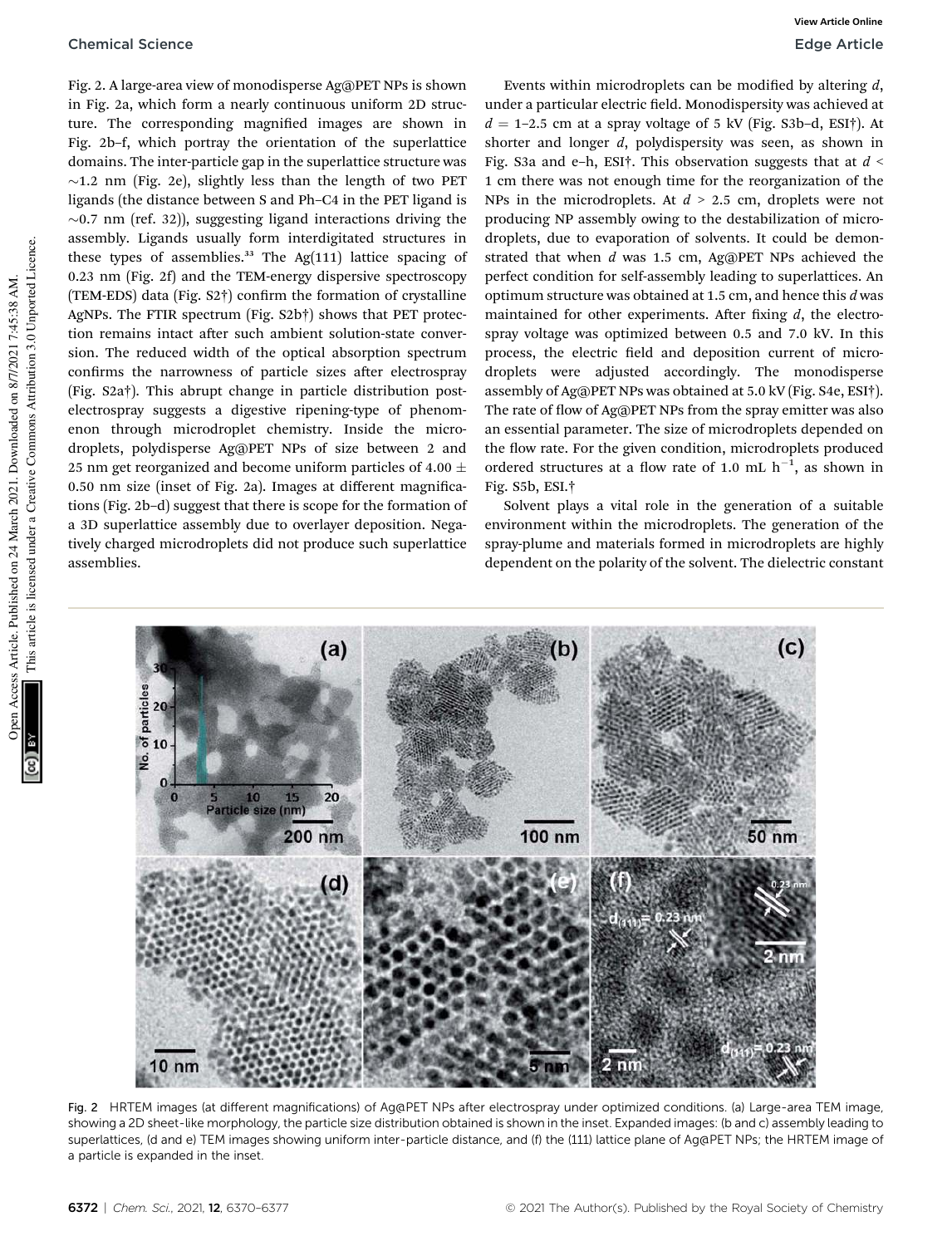Fig. 2. A large-area view of monodisperse Ag@PET NPs is shown in Fig. 2a, which form a nearly continuous uniform 2D structure. The corresponding magnified images are shown in Fig. 2b–f, which portray the orientation of the superlattice domains. The inter-particle gap in the superlattice structure was ~1.2 nm (Fig. 2e), slightly less than the length of two PET ligands (the distance between S and Ph–C4 in the PET ligand is ~0.7 nm (ref. 32)), suggesting ligand interactions driving the assembly. Ligands usually form interdigitated structures in these types of assemblies.[33] The Ag(111) lattice spacing of 0.23 nm (Fig. 2f) and the TEM-energy dispersive spectroscopy (TEM-EDS) data (Fig. S2†) confirm the formation of crystalline AgNPs. The FTIR spectrum (Fig. S2b†) shows that PET protection remains intact after such ambient solution-state conversion. The reduced width of the optical absorption spectrum confirms the narrowness of particle sizes after electrospray (Fig. S2a†). This abrupt change in particle distribution post-electrospray suggests a digestive ripening-type of phenomenon through microdroplet chemistry. Inside the microdroplets, polydisperse Ag@PET NPs of size between 2 and 25 nm get reorganized and become uniform particles of $4.00 \pm 0.50$ nm size (inset of Fig. 2a). Images at different magnifications (Fig. 2b–d) suggest that there is scope for the formation of a 3D superlattice assembly due to overlayer deposition. Negatively charged microdroplets did not produce such superlattice assemblies.

Events within microdroplets can be modified by altering $d$, under a particular electric field. Monodispersity was achieved at $d$ = 1–2.5 cm at a spray voltage of 5 kV (Fig. S3b–d, ESI†). At shorter and longer $d$, polydispersity was seen, as shown in Fig. S3a and e–h, ESI†. This observation suggests that at $d <$ 1 cm there was not enough time for the reorganization of the NPs in the microdroplets. At $d >$ 2.5 cm, droplets were not producing NP assembly owing to the destabilization of microdroplets, due to evaporation of solvents. It could be demonstrated that when $d$ was 1.5 cm, Ag@PET NPs achieved the perfect condition for self-assembly leading to superlattices. An optimum structure was obtained at 1.5 cm, and hence this $d$ was maintained for other experiments. After fixing $d$, the electrospray voltage was optimized between 0.5 and 7.0 kV. In this process, the electric field and deposition current of microdroplets were adjusted accordingly. The monodisperse assembly of Ag@PET NPs was obtained at 5.0 kV (Fig. S4e, ESI†). The rate of flow of Ag@PET NPs from the spray emitter was also an essential parameter. The size of microdroplets depended on the flow rate. For the given condition, microdroplets produced ordered structures at a flow rate of 1.0 mL $h^{-1}$, as shown in Fig. S5b, ESI.†

Solvent plays a vital role in the generation of a suitable environment within the microdroplets. The generation of the spray-plume and materials formed in microdroplets are highly dependent on the polarity of the solvent. The dielectric constant

Fig. 2 HRTEM images (at different magnifications) of Ag@PET NPs after electrospray under optimized conditions. (a) Large-area TEM image, showing a 2D sheet-like morphology, the particle size distribution obtained is shown in the inset. Expanded images: (b and c) assembly leading to superlattices, (d and e) TEM images showing uniform inter-particle distance, and (f) the (111) lattice plane of Ag@PET NPs; the HRTEM image of a particle is expanded in the inset.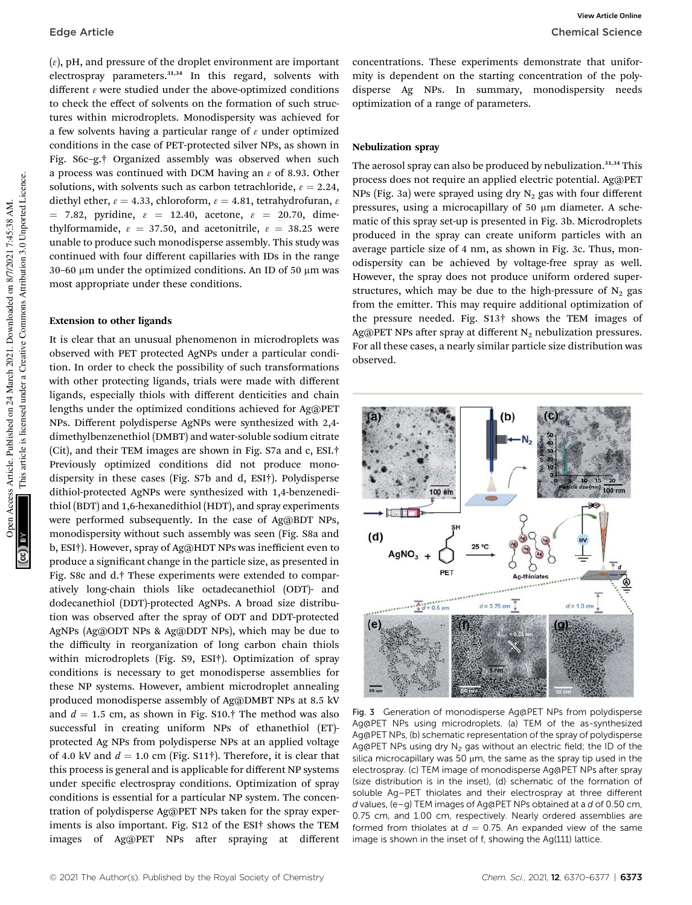($\varepsilon$), pH, and pressure of the droplet environment are important electrospray parameters.[31,34] In this regard, solvents with different $\varepsilon$ were studied under the above-optimized conditions to check the effect of solvents on the formation of such structures within microdroplets. Monodispersity was achieved for a few solvents having a particular range of $\varepsilon$ under optimized conditions in the case of PET-protected silver NPs, as shown in Fig. S6c–g.† Organized assembly was observed when such a process was continued with DCM having an $\varepsilon$ of 8.93. Other solutions, with solvents such as carbon tetrachloride, $\varepsilon = 2.24$, diethyl ether, $\varepsilon = 4.33$, chloroform, $\varepsilon = 4.81$, tetrahydrofuran, $\varepsilon = 7.82$, pyridine, $\varepsilon = 12.40$, acetone, $\varepsilon = 20.70$, dimethylformamide, $\varepsilon = 37.50$, and acetonitrile, $\varepsilon = 38.25$ were unable to produce such monodisperse assembly. This study was continued with four different capillaries with IDs in the range 30–60 μm under the optimized conditions. An ID of 50 μm was most appropriate under these conditions.

### Extension to other ligands

It is clear that an unusual phenomenon in microdroplets was observed with PET protected AgNPs under a particular condition. In order to check the possibility of such transformations with other protecting ligands, trials were made with different ligands, especially thiols with different denticities and chain lengths under the optimized conditions achieved for Ag@PET NPs. Different polydisperse AgNPs were synthesized with 2,4-dimethylbenzenethiol (DMBT) and water-soluble sodium citrate (Cit), and their TEM images are shown in Fig. S7a and c, ESI.† Previously optimized conditions did not produce monodispersity in these cases (Fig. S7b and d, ESI†). Polydisperse dithiol-protected AgNPs were synthesized with 1,4-benzenedithiol (BDT) and 1,6-hexanedithiol (HDT), and spray experiments were performed subsequently. In the case of Ag@BDT NPs, monodispersity without such assembly was seen (Fig. S8a and b, ESI†). However, spray of Ag@HDT NPs was inefficient even to produce a significant change in the particle size, as presented in Fig. S8c and d.† These experiments were extended to comparatively long-chain thiols like octadecanethiol (ODT)- and dodecanethiol (DDT)-protected AgNPs. A broad size distribution was observed after the spray of ODT and DDT-protected AgNPs (Ag@ODT NPs & Ag@DDT NPs), which may be due to the difficulty in reorganization of long carbon chain thiols within microdroplets (Fig. S9, ESI†). Optimization of spray conditions is necessary to get monodisperse assemblies for these NP systems. However, ambient microdroplet annealing produced monodisperse assembly of Ag@DMBT NPs at 8.5 kV and $d = 1.5$ cm, as shown in Fig. S10.† The method was also successful in creating uniform NPs of ethanethiol (ET)-protected Ag NPs from polydisperse NPs at an applied voltage of 4.0 kV and $d = 1.0$ cm (Fig. S11†). Therefore, it is clear that this process is general and is applicable for different NP systems under specific electrospray conditions. Optimization of spray conditions is essential for a particular NP system. The concentration of polydisperse Ag@PET NPs taken for the spray experiments is also important. Fig. S12 of the ESI† shows the TEM images of Ag@PET NPs after spraying at different concentrations. These experiments demonstrate that uniformity is dependent on the starting concentration of the polydisperse Ag NPs. In summary, monodispersity needs optimization of a range of parameters.

### Nebulization spray

The aerosol spray can also be produced by nebulization.[31,34] This process does not require an applied electric potential. Ag@PET NPs (Fig. 3a) were sprayed using dry $N_2$ gas with four different pressures, using a microcapillary of 50 μm diameter. A schematic of this spray set-up is presented in Fig. 3b. Microdroplets produced in the spray can create uniform particles with an average particle size of 4 nm, as shown in Fig. 3c. Thus, monodispersity can be achieved by voltage-free spray as well. However, the spray does not produce uniform ordered superstructures, which may be due to the high-pressure of $N_2$ gas from the emitter. This may require additional optimization of the pressure needed. Fig. S13† shows the TEM images of Ag@PET NPs after spray at different $N_2$ nebulization pressures. For all these cases, a nearly similar particle size distribution was observed.

Fig. 3 Generation of monodisperse Ag@PET NPs from polydisperse Ag@PET NPs using microdroplets. (a) TEM of the as-synthesized Ag@PET NPs, (b) schematic representation of the spray of polydisperse Ag@PET NPs using dry $N_2$ gas without an electric field; the ID of the silica microcapillary was 50 μm, the same as the spray tip used in the electrospray. (c) TEM image of monodisperse Ag@PET NPs after spray (size distribution is in the inset), (d) schematic of the formation of soluble Ag–PET thiolates and their electrospray at three different $d$ values, (e–g) TEM images of Ag@PET NPs obtained at a $d$ of 0.50 cm, 0.75 cm, and 1.00 cm, respectively. Nearly ordered assemblies are formed from thiolates at $d = 0.75$. An expanded view of the same image is shown in the inset of f, showing the Ag(111) lattice.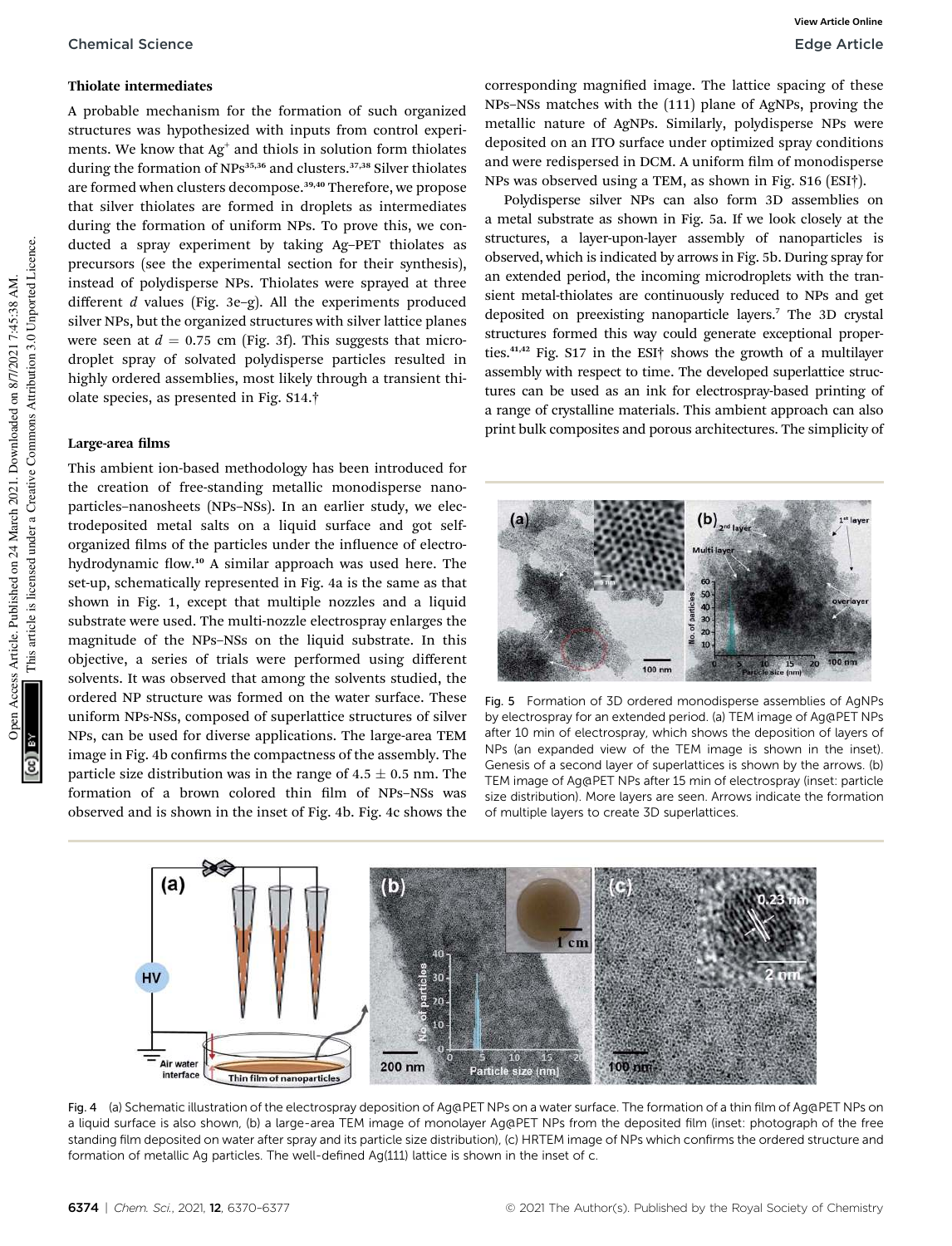### Thiolate intermediates

A probable mechanism for the formation of such organized structures was hypothesized with inputs from control experiments. We know that $Ag^+$ and thiols in solution form thiolates during the formation of NPs[35,36] and clusters.[37,38] Silver thiolates are formed when clusters decompose.[39,40] Therefore, we propose that silver thiolates are formed in droplets as intermediates during the formation of uniform NPs. To prove this, we conducted a spray experiment by taking Ag–PET thiolates as precursors (see the experimental section for their synthesis), instead of polydisperse NPs. Thiolates were sprayed at three different $d$ values (Fig. 3e–g). All the experiments produced silver NPs, but the organized structures with silver lattice planes were seen at $d = 0.75$ cm (Fig. 3f). This suggests that microdroplet spray of solvated polydisperse particles resulted in highly ordered assemblies, most likely through a transient thiolate species, as presented in Fig. S14.†

### Large-area films

This ambient ion-based methodology has been introduced for the creation of free-standing metallic monodisperse nanoparticles–nanosheets (NPs–NSs). In an earlier study, we electrodeposited metal salts on a liquid surface and got self-organized films of the particles under the influence of electrohydrodynamic flow.[10] A similar approach was used here. The set-up, schematically represented in Fig. 4a is the same as that shown in Fig. 1, except that multiple nozzles and a liquid substrate were used. The multi-nozzle electrospray enlarges the magnitude of the NPs–NSs on the liquid substrate. In this objective, a series of trials were performed using different solvents. It was observed that among the solvents studied, the ordered NP structure was formed on the water surface. These uniform NPs-NSs, composed of superlattice structures of silver NPs, can be used for diverse applications. The large-area TEM image in Fig. 4b confirms the compactness of the assembly. The particle size distribution was in the range of $4.5 \pm 0.5$ nm. The formation of a brown colored thin film of NPs–NSs was observed and is shown in the inset of Fig. 4b. Fig. 4c shows the corresponding magnified image. The lattice spacing of these NPs–NSs matches with the (111) plane of AgNPs, proving the metallic nature of AgNPs. Similarly, polydisperse NPs were deposited on an ITO surface under optimized spray conditions and were redispersed in DCM. A uniform film of monodisperse NPs was observed using a TEM, as shown in Fig. S16 (ESI†).

Polydisperse silver NPs can also form 3D assemblies on a metal substrate as shown in Fig. 5a. If we look closely at the structures, a layer-upon-layer assembly of nanoparticles is observed, which is indicated by arrows in Fig. 5b. During spray for an extended period, the incoming microdroplets with the transient metal-thiolates are continuously reduced to NPs and get deposited on preexisting nanoparticle layers.[7] The 3D crystal structures formed this way could generate exceptional properties.[41,42] Fig. S17 in the ESI† shows the growth of a multilayer assembly with respect to time. The developed superlattice structures can be used as an ink for electrospray-based printing of a range of crystalline materials. This ambient approach can also print bulk composites and porous architectures. The simplicity of

Fig. 5 Formation of 3D ordered monodisperse assemblies of AgNPs by electrospray for an extended period. (a) TEM image of Ag@PET NPs after 10 min of electrospray, which shows the deposition of layers of NPs (an expanded view of the TEM image is shown in the inset). Genesis of a second layer of superlattices is shown by the arrows. (b) TEM image of Ag@PET NPs after 15 min of electrospray (inset: particle size distribution). More layers are seen. Arrows indicate the formation of multiple layers to create 3D superlattices.

Fig. 4 (a) Schematic illustration of the electrospray deposition of Ag@PET NPs on a water surface. The formation of a thin film of Ag@PET NPs on a liquid surface is also shown, (b) a large-area TEM image of monolayer Ag@PET NPs from the deposited film (inset: photograph of the free standing film deposited on water after spray and its particle size distribution), (c) HRTEM image of NPs which confirms the ordered structure and formation of metallic Ag particles. The well-defined Ag(111) lattice is shown in the inset of c.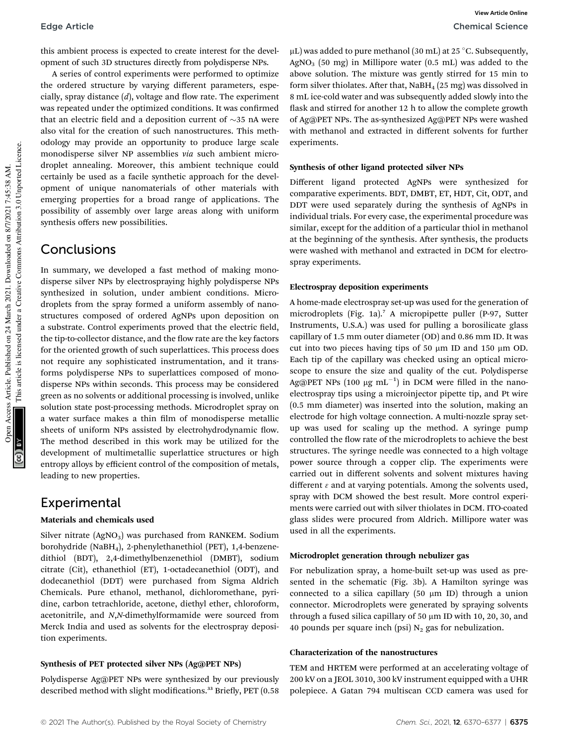this ambient process is expected to create interest for the development of such 3D structures directly from polydisperse NPs.

A series of control experiments were performed to optimize the ordered structure by varying different parameters, especially, spray distance ($d$), voltage and flow rate. The experiment was repeated under the optimized conditions. It was confirmed that an electric field and a deposition current of ~35 nA were also vital for the creation of such nanostructures. This methodology may provide an opportunity to produce large scale monodisperse silver NP assemblies *via* such ambient microdroplet annealing. Moreover, this ambient technique could certainly be used as a facile synthetic approach for the development of unique nanomaterials of other materials with emerging properties for a broad range of applications. The possibility of assembly over large areas along with uniform synthesis offers new possibilities.

## Conclusions

In summary, we developed a fast method of making monodisperse silver NPs by electrospraying highly polydisperse NPs synthesized in solution, under ambient conditions. Microdroplets from the spray formed a uniform assembly of nanostructures composed of ordered AgNPs upon deposition on a substrate. Control experiments proved that the electric field, the tip-to-collector distance, and the flow rate are the key factors for the oriented growth of such superlattices. This process does not require any sophisticated instrumentation, and it transforms polydisperse NPs to superlattices composed of monodisperse NPs within seconds. This process may be considered green as no solvents or additional processing is involved, unlike solution state post-processing methods. Microdroplet spray on a water surface makes a thin film of monodisperse metallic sheets of uniform NPs assisted by electrohydrodynamic flow. The method described in this work may be utilized for the development of multimetallic superlattice structures or high entropy alloys by efficient control of the composition of metals, leading to new properties.

## Experimental

### Materials and chemicals used

Silver nitrate ($AgNO_3$) was purchased from RANKEM. Sodium borohydride ($NaBH_4$), 2-phenylethanethiol (PET), 1,4-benzenedithiol (BDT), 2,4-dimethylbenzenethiol (DMBT), sodium citrate (Cit), ethanethiol (ET), 1-octadecanethiol (ODT), and dodecanethiol (DDT) were purchased from Sigma Aldrich Chemicals. Pure ethanol, methanol, dichloromethane, pyridine, carbon tetrachloride, acetone, diethyl ether, chloroform, acetonitrile, and *N*,*N*-dimethylformamide were sourced from Merck India and used as solvents for the electrospray deposition experiments.

### Synthesis of PET protected silver NPs (Ag@PET NPs)

Polydisperse Ag@PET NPs were synthesized by our previously described method with slight modifications.[33] Briefly, PET (0.58 μL) was added to pure methanol (30 mL) at 25 °C. Subsequently, $AgNO_3$ (50 mg) in Millipore water (0.5 mL) was added to the above solution. The mixture was gently stirred for 15 min to form silver thiolates. After that, $NaBH_4$ (25 mg) was dissolved in 8 mL ice-cold water and was subsequently added slowly into the flask and stirred for another 12 h to allow the complete growth of Ag@PET NPs. The as-synthesized Ag@PET NPs were washed with methanol and extracted in different solvents for further experiments.

### Synthesis of other ligand protected silver NPs

Different ligand protected AgNPs were synthesized for comparative experiments. BDT, DMBT, ET, HDT, Cit, ODT, and DDT were used separately during the synthesis of AgNPs in individual trials. For every case, the experimental procedure was similar, except for the addition of a particular thiol in methanol at the beginning of the synthesis. After synthesis, the products were washed with methanol and extracted in DCM for electrospray experiments.

### Electrospray deposition experiments

A home-made electrospray set-up was used for the generation of microdroplets (Fig. 1a).[7] A micropipette puller (P-97, Sutter Instruments, U.S.A.) was used for pulling a borosilicate glass capillary of 1.5 mm outer diameter (OD) and 0.86 mm ID. This was cut into two pieces having tips of 50 μm ID and 150 μm OD. Each tip of the capillary was checked using an optical microscope to ensure the size and quality of the cut. Polydisperse Ag@PET NPs (100 μg mL$^{-1}$) in DCM were filled in the nanoelectrospray tips using a microinjector pipette tip, and Pt wire (0.5 mm diameter) was inserted into the solution, making an electrode for high voltage connection. A multi-nozzle spray set-up was used for scaling up the method. A syringe pump controlled the flow rate of the microdroplets to achieve the best structures. The syringe needle was connected to a high voltage power source through a copper clip. The experiments were carried out in different solvents and solvent mixtures having different $\varepsilon$ and at varying potentials. Among the solvents used, spray with DCM showed the best result. More control experiments were carried out with silver thiolates in DCM. ITO-coated glass slides were procured from Aldrich. Millipore water was used in all the experiments.

### Microdroplet generation through nebulizer gas

For nebulization spray, a home-built set-up was used as presented in the schematic (Fig. 3b). A Hamilton syringe was connected to a silica capillary (50 μm ID) through a union connector. Microdroplets were generated by spraying solvents through a fused silica capillary of 50 μm ID with 10, 20, 30, and 40 pounds per square inch (psi) $N_2$ gas for nebulization.

### Characterization of the nanostructures

TEM and HRTEM were performed at an accelerating voltage of 200 kV on a JEOL 3010, 300 kV instrument equipped with a UHR polepiece. A Gatan 794 multiscan CCD camera was used for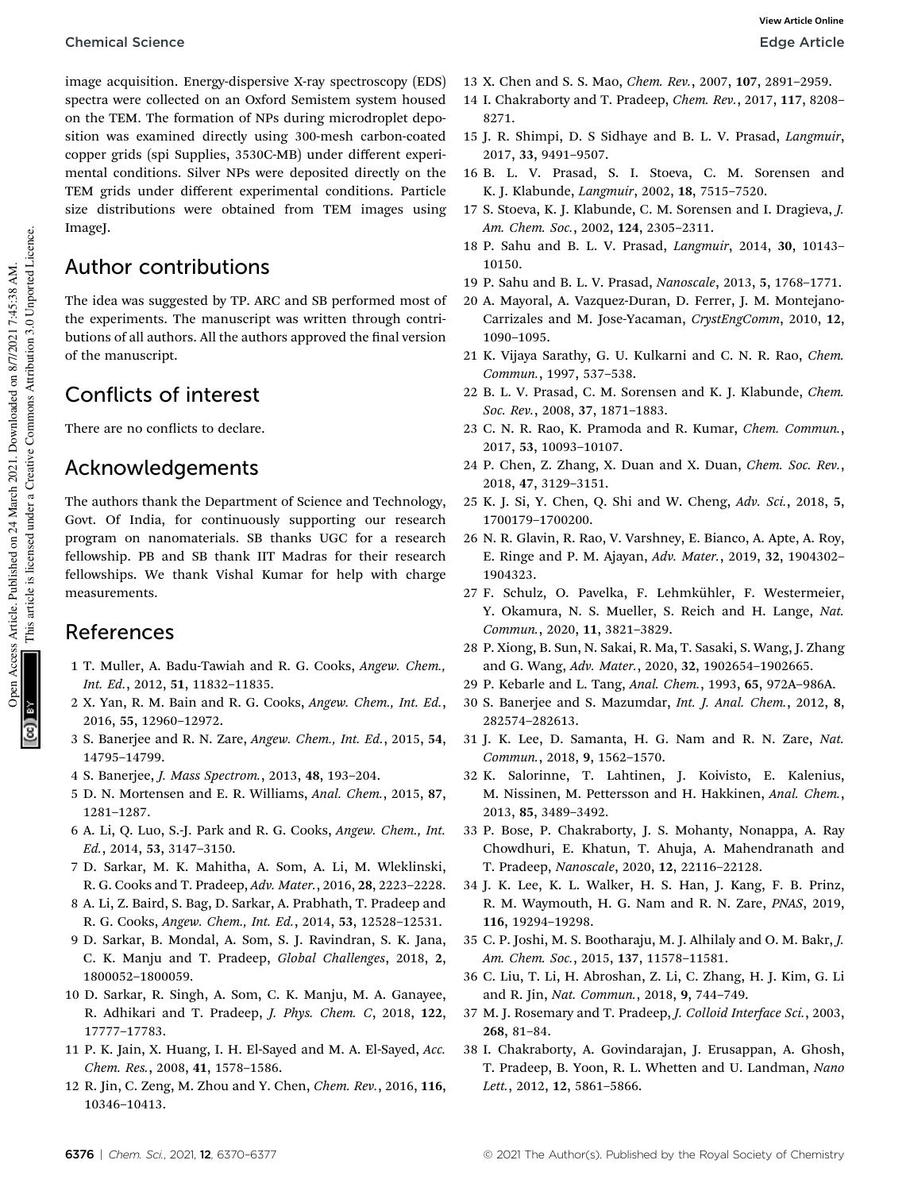image acquisition. Energy-dispersive X-ray spectroscopy (EDS) spectra were collected on an Oxford Semistem system housed on the TEM. The formation of NPs during microdroplet deposition was examined directly using 300-mesh carbon-coated copper grids (spi Supplies, 3530C-MB) under different experimental conditions. Silver NPs were deposited directly on the TEM grids under different experimental conditions. Particle size distributions were obtained from TEM images using ImageJ.

## Author contributions

The idea was suggested by TP. ARC and SB performed most of the experiments. The manuscript was written through contributions of all authors. All the authors approved the final version of the manuscript.

## Conflicts of interest

There are no conflicts to declare.

## Acknowledgements

The authors thank the Department of Science and Technology, Govt. Of India, for continuously supporting our research program on nanomaterials. SB thanks UGC for a research fellowship. PB and SB thank IIT Madras for their research fellowships. We thank Vishal Kumar for help with charge measurements.

## References

1 T. Muller, A. Badu-Tawiah and R. G. Cooks, *Angew. Chem., Int. Ed.*, 2012, **51**, 11832–11835.

2 X. Yan, R. M. Bain and R. G. Cooks, *Angew. Chem., Int. Ed.*, 2016, **55**, 12960–12972.

3 S. Banerjee and R. N. Zare, *Angew. Chem., Int. Ed.*, 2015, **54**, 14795–14799.

4 S. Banerjee, *J. Mass Spectrom.*, 2013, **48**, 193–204.

5 D. N. Mortensen and E. R. Williams, *Anal. Chem.*, 2015, **87**, 1281–1287.

6 A. Li, Q. Luo, S.-J. Park and R. G. Cooks, *Angew. Chem., Int. Ed.*, 2014, **53**, 3147–3150.

7 D. Sarkar, M. K. Mahitha, A. Som, A. Li, M. Wleklinski, R. G. Cooks and T. Pradeep, *Adv. Mater.*, 2016, **28**, 2223–2228.

8 A. Li, Z. Baird, S. Bag, D. Sarkar, A. Prabhath, T. Pradeep and R. G. Cooks, *Angew. Chem., Int. Ed.*, 2014, **53**, 12528–12531.

9 D. Sarkar, B. Mondal, A. Som, S. J. Ravindran, S. K. Jana, C. K. Manju and T. Pradeep, *Global Challenges*, 2018, **2**, 1800052–1800059.

10 D. Sarkar, R. Singh, A. Som, C. K. Manju, M. A. Ganayee, R. Adhikari and T. Pradeep, *J. Phys. Chem. C*, 2018, **122**, 17777–17783.

11 P. K. Jain, X. Huang, I. H. El-Sayed and M. A. El-Sayed, *Acc. Chem. Res.*, 2008, **41**, 1578–1586.

12 R. Jin, C. Zeng, M. Zhou and Y. Chen, *Chem. Rev.*, 2016, **116**, 10346–10413.

13 X. Chen and S. S. Mao, *Chem. Rev.*, 2007, **107**, 2891–2959.

14 I. Chakraborty and T. Pradeep, *Chem. Rev.*, 2017, **117**, 8208–8271.

15 J. R. Shimpi, D. S Sidhaye and B. L. V. Prasad, *Langmuir*, 2017, **33**, 9491–9507.

16 B. L. V. Prasad, S. I. Stoeva, C. M. Sorensen and K. J. Klabunde, *Langmuir*, 2002, **18**, 7515–7520.

17 S. Stoeva, K. J. Klabunde, C. M. Sorensen and I. Dragieva, *J. Am. Chem. Soc.*, 2002, **124**, 2305–2311.

18 P. Sahu and B. L. V. Prasad, *Langmuir*, 2014, **30**, 10143–10150.

19 P. Sahu and B. L. V. Prasad, *Nanoscale*, 2013, **5**, 1768–1771.

20 A. Mayoral, A. Vazquez-Duran, D. Ferrer, J. M. Montejano-Carrizales and M. Jose-Yacaman, *CrystEngComm*, 2010, **12**, 1090–1095.

21 K. Vijaya Sarathy, G. U. Kulkarni and C. N. R. Rao, *Chem. Commun.*, 1997, 537–538.

22 B. L. V. Prasad, C. M. Sorensen and K. J. Klabunde, *Chem. Soc. Rev.*, 2008, **37**, 1871–1883.

23 C. N. R. Rao, K. Pramoda and R. Kumar, *Chem. Commun.*, 2017, **53**, 10093–10107.

24 P. Chen, Z. Zhang, X. Duan and X. Duan, *Chem. Soc. Rev.*, 2018, **47**, 3129–3151.

25 K. J. Si, Y. Chen, Q. Shi and W. Cheng, *Adv. Sci.*, 2018, **5**, 1700179–1700200.

26 N. R. Glavin, R. Rao, V. Varshney, E. Bianco, A. Apte, A. Roy, E. Ringe and P. M. Ajayan, *Adv. Mater.*, 2019, **32**, 1904302–1904323.

27 F. Schulz, O. Pavelka, F. Lehmkühler, F. Westermeier, Y. Okamura, N. S. Mueller, S. Reich and H. Lange, *Nat. Commun.*, 2020, **11**, 3821–3829.

28 P. Xiong, B. Sun, N. Sakai, R. Ma, T. Sasaki, S. Wang, J. Zhang and G. Wang, *Adv. Mater.*, 2020, **32**, 1902654–1902665.

29 P. Kebarle and L. Tang, *Anal. Chem.*, 1993, **65**, 972A–986A.

30 S. Banerjee and S. Mazumdar, *Int. J. Anal. Chem.*, 2012, **8**, 282574–282613.

31 J. K. Lee, D. Samanta, H. G. Nam and R. N. Zare, *Nat. Commun.*, 2018, **9**, 1562–1570.

32 K. Salorinne, T. Lahtinen, J. Koivisto, E. Kalenius, M. Nissinen, M. Pettersson and H. Hakkinen, *Anal. Chem.*, 2013, **85**, 3489–3492.

33 P. Bose, P. Chakraborty, J. S. Mohanty, Nonappa, A. Ray Chowdhuri, E. Khatun, T. Ahuja, A. Mahendranath and T. Pradeep, *Nanoscale*, 2020, **12**, 22116–22128.

34 J. K. Lee, K. L. Walker, H. S. Han, J. Kang, F. B. Prinz, R. M. Waymouth, H. G. Nam and R. N. Zare, *PNAS*, 2019, **116**, 19294–19298.

35 C. P. Joshi, M. S. Bootharaju, M. J. Alhilaly and O. M. Bakr, *J. Am. Chem. Soc.*, 2015, **137**, 11578–11581.

36 C. Liu, T. Li, H. Abroshan, Z. Li, C. Zhang, H. J. Kim, G. Li and R. Jin, *Nat. Commun.*, 2018, **9**, 744–749.

37 M. J. Rosemary and T. Pradeep, *J. Colloid Interface Sci.*, 2003, **268**, 81–84.

38 I. Chakraborty, A. Govindarajan, J. Erusappan, A. Ghosh, T. Pradeep, B. Yoon, R. L. Whetten and U. Landman, *Nano Lett.*, 2012, **12**, 5861–5866.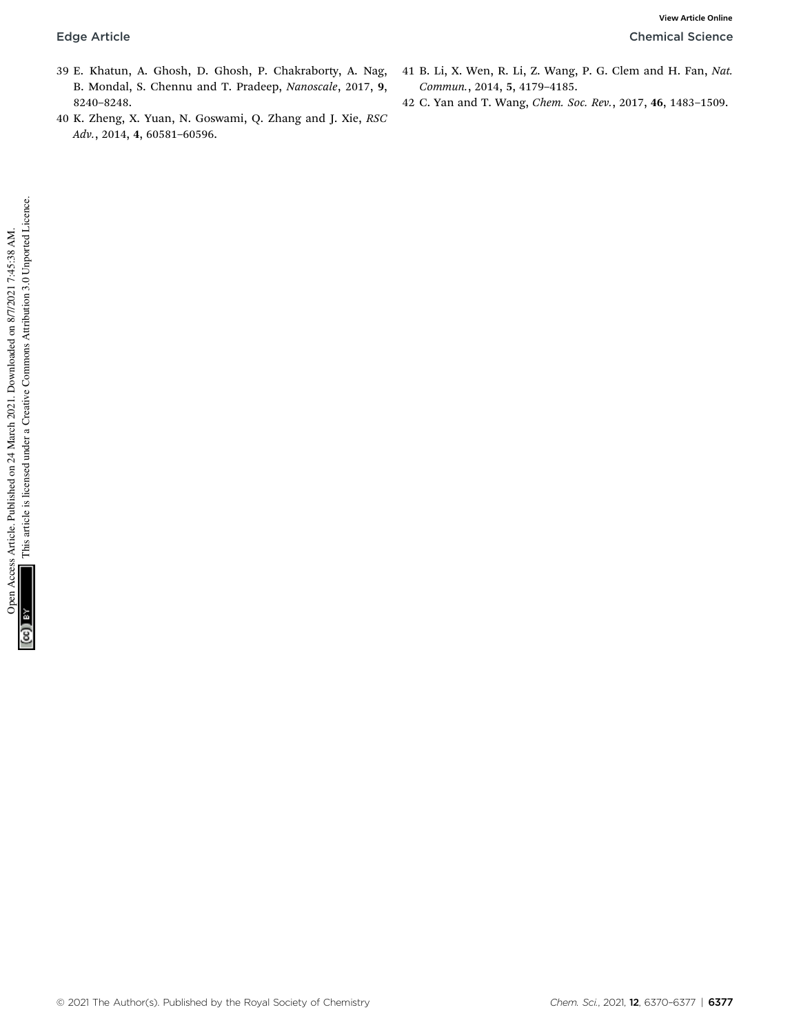39 E. Khatun, A. Ghosh, D. Ghosh, P. Chakraborty, A. Nag, B. Mondal, S. Chennu and T. Pradeep, *Nanoscale*, 2017, **9**, 8240–8248.

40 K. Zheng, X. Yuan, N. Goswami, Q. Zhang and J. Xie, *RSC Adv.*, 2014, **4**, 60581–60596.

41 B. Li, X. Wen, R. Li, Z. Wang, P. G. Clem and H. Fan, *Nat. Commun.*, 2014, **5**, 4179–4185.

42 C. Yan and T. Wang, *Chem. Soc. Rev.*, 2017, **46**, 1483–1509.